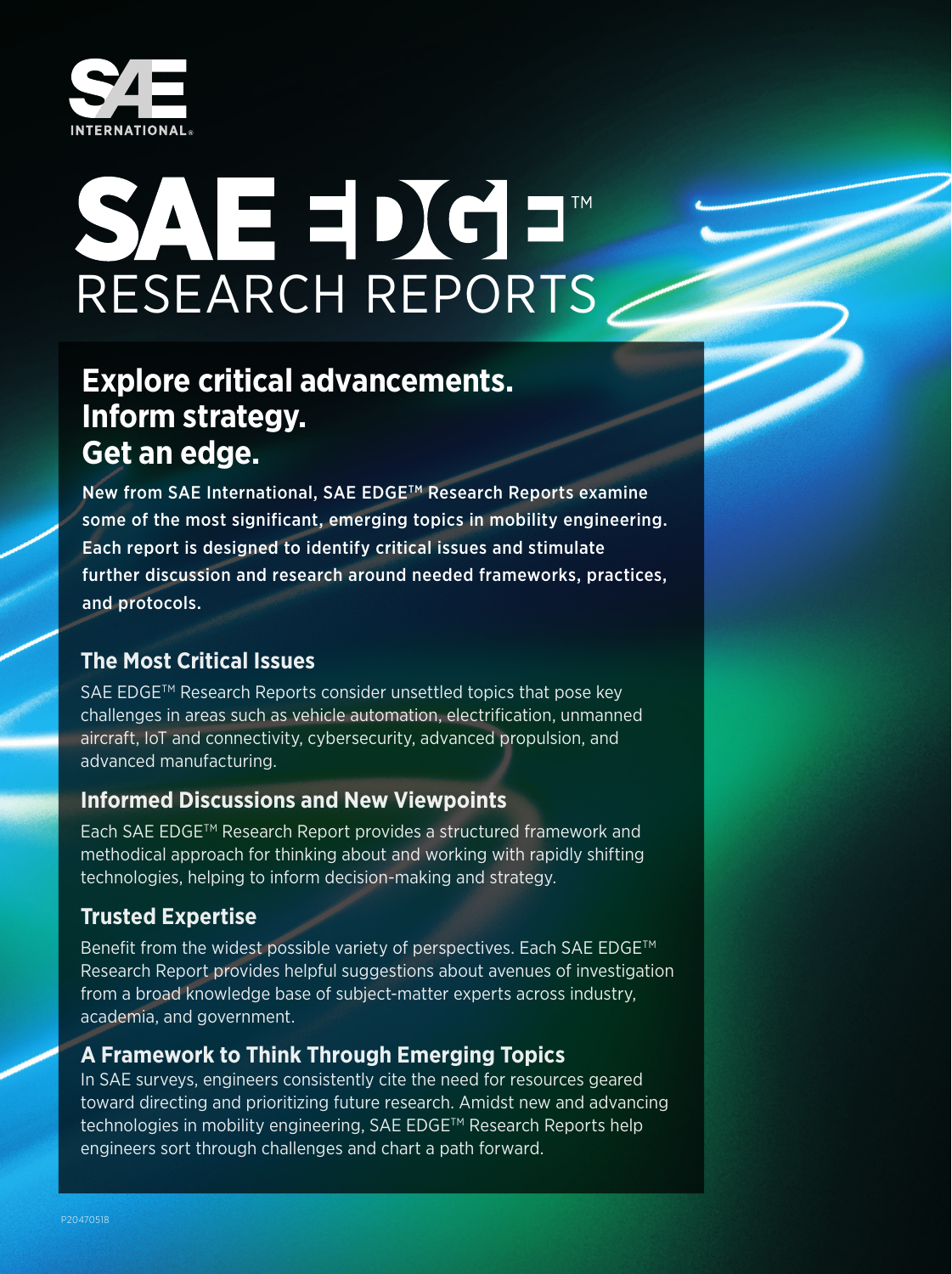SAE INTERNATIONAL

# SAE EDGE™ RESEARCH REPORTS

## Explore critical advancements. Inform strategy. Get an edge.

New from SAE International, SAE EDGE™ Research Reports examine some of the most significant, emerging topics in mobility engineering. Each report is designed to identify critical issues and stimulate further discussion and research around needed frameworks, practices, and protocols.

### The Most Critical Issues

SAE EDGE™ Research Reports consider unsettled topics that pose key challenges in areas such as vehicle automation, electrification, unmanned aircraft, IoT and connectivity, cybersecurity, advanced propulsion, and advanced manufacturing.

### Informed Discussions and New Viewpoints

Each SAE EDGE™ Research Report provides a structured framework and methodical approach for thinking about and working with rapidly shifting technologies, helping to inform decision-making and strategy.

### Trusted Expertise

Benefit from the widest possible variety of perspectives. Each SAE EDGE™ Research Report provides helpful suggestions about avenues of investigation from a broad knowledge base of subject-matter experts across industry, academia, and government.

### A Framework to Think Through Emerging Topics

In SAE surveys, engineers consistently cite the need for resources geared toward directing and prioritizing future research. Amidst new and advancing technologies in mobility engineering, SAE EDGE™ Research Reports help engineers sort through challenges and chart a path forward.

P20470518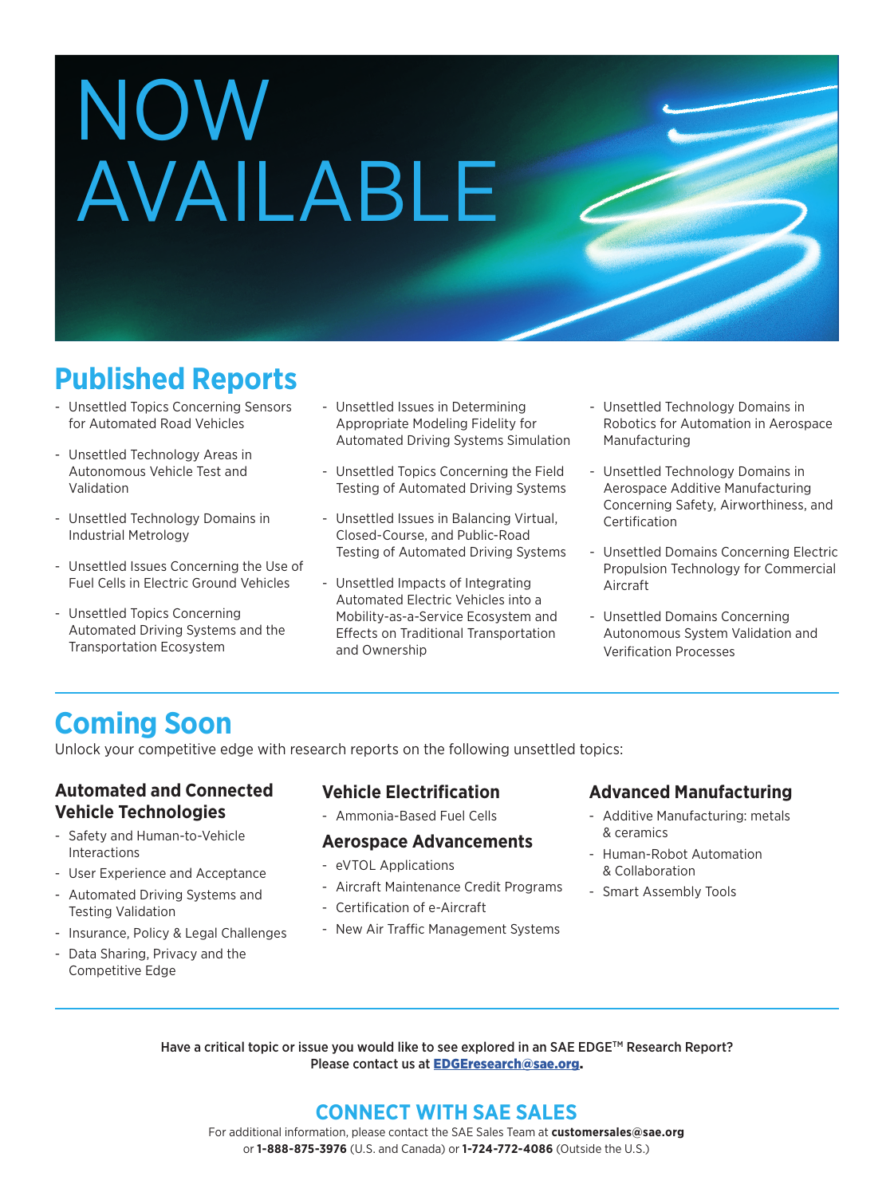# NOW AVAILABLE

## Published Reports

- Unsettled Topics Concerning Sensors for Automated Road Vehicles
- Unsettled Technology Areas in Autonomous Vehicle Test and Validation
- Unsettled Technology Domains in Industrial Metrology
- Unsettled Issues Concerning the Use of Fuel Cells in Electric Ground Vehicles
- Unsettled Topics Concerning Automated Driving Systems and the Transportation Ecosystem
- Unsettled Issues in Determining Appropriate Modeling Fidelity for Automated Driving Systems Simulation
- Unsettled Topics Concerning the Field Testing of Automated Driving Systems
- Unsettled Issues in Balancing Virtual, Closed-Course, and Public-Road Testing of Automated Driving Systems
- Unsettled Impacts of Integrating Automated Electric Vehicles into a Mobility-as-a-Service Ecosystem and Effects on Traditional Transportation and Ownership
- Unsettled Technology Domains in Robotics for Automation in Aerospace Manufacturing
- Unsettled Technology Domains in Aerospace Additive Manufacturing Concerning Safety, Airworthiness, and Certification
- Unsettled Domains Concerning Electric Propulsion Technology for Commercial Aircraft
- Unsettled Domains Concerning Autonomous System Validation and Verification Processes

## Coming Soon

Unlock your competitive edge with research reports on the following unsettled topics:

### Automated and Connected Vehicle Technologies

- Safety and Human-to-Vehicle Interactions
- User Experience and Acceptance
- Automated Driving Systems and Testing Validation
- Insurance, Policy & Legal Challenges
- Data Sharing, Privacy and the Competitive Edge

### Vehicle Electrification

- Ammonia-Based Fuel Cells

### Aerospace Advancements

- eVTOL Applications
- Aircraft Maintenance Credit Programs
- Certification of e-Aircraft
- New Air Traffic Management Systems

### Advanced Manufacturing

- Additive Manufacturing: metals & ceramics
- Human-Robot Automation & Collaboration
- Smart Assembly Tools

**Have a critical topic or issue you would like to see explored in an SAE EDGE™ Research Report? Please contact us at EDGEresearch@sae.org.**

## CONNECT WITH SAE SALES

For additional information, please contact the SAE Sales Team at **customersales@sae.org** or **1-888-875-3976** (U.S. and Canada) or **1-724-772-4086** (Outside the U.S.)